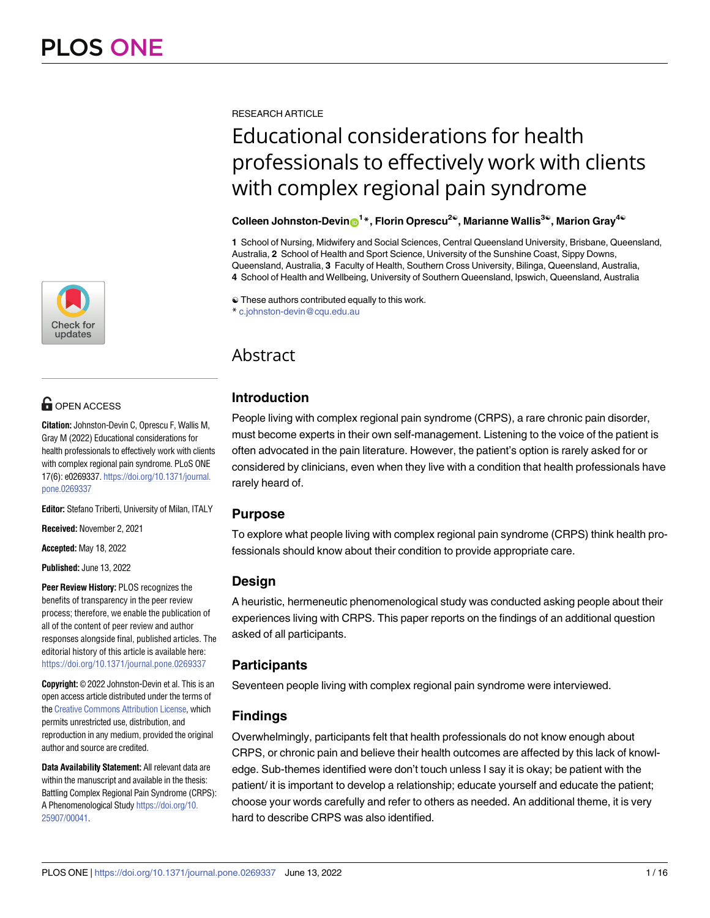RESEARCH ARTICLE

# Educational considerations for health professionals to effectively work with clients with complex regional pain syndrome

**Colleen Johnston-Devin[1]\*, Florin Oprescu[2☯], Marianne Wallis[3☯], Marion Gray[4☯]**

**1** School of Nursing, Midwifery and Social Sciences, Central Queensland University, Brisbane, Queensland, Australia, **2** School of Health and Sport Science, University of the Sunshine Coast, Sippy Downs, Queensland, Australia, **3** Faculty of Health, Southern Cross University, Bilinga, Queensland, Australia, **4** School of Health and Wellbeing, University of Southern Queensland, Ipswich, Queensland, Australia

☯ These authors contributed equally to this work.
\* c.johnston-devin@cqu.edu.au

OPEN ACCESS

**Citation:** Johnston-Devin C, Oprescu F, Wallis M, Gray M (2022) Educational considerations for health professionals to effectively work with clients with complex regional pain syndrome. PLoS ONE 17(6): e0269337. https://doi.org/10.1371/journal.pone.0269337

**Editor:** Stefano Triberti, University of Milan, ITALY

**Received:** November 2, 2021

**Accepted:** May 18, 2022

**Published:** June 13, 2022

**Peer Review History:** PLOS recognizes the benefits of transparency in the peer review process; therefore, we enable the publication of all of the content of peer review and author responses alongside final, published articles. The editorial history of this article is available here: https://doi.org/10.1371/journal.pone.0269337

**Copyright:** © 2022 Johnston-Devin et al. This is an open access article distributed under the terms of the Creative Commons Attribution License, which permits unrestricted use, distribution, and reproduction in any medium, provided the original author and source are credited.

**Data Availability Statement:** All relevant data are within the manuscript and available in the thesis: Battling Complex Regional Pain Syndrome (CRPS): A Phenomenological Study https://doi.org/10.25907/00041.

## Abstract

### Introduction

People living with complex regional pain syndrome (CRPS), a rare chronic pain disorder, must become experts in their own self-management. Listening to the voice of the patient is often advocated in the pain literature. However, the patient's option is rarely asked for or considered by clinicians, even when they live with a condition that health professionals have rarely heard of.

### Purpose

To explore what people living with complex regional pain syndrome (CRPS) think health professionals should know about their condition to provide appropriate care.

### Design

A heuristic, hermeneutic phenomenological study was conducted asking people about their experiences living with CRPS. This paper reports on the findings of an additional question asked of all participants.

### Participants

Seventeen people living with complex regional pain syndrome were interviewed.

### Findings

Overwhelmingly, participants felt that health professionals do not know enough about CRPS, or chronic pain and believe their health outcomes are affected by this lack of knowledge. Sub-themes identified were don't touch unless I say it is okay; be patient with the patient/ it is important to develop a relationship; educate yourself and educate the patient; choose your words carefully and refer to others as needed. An additional theme, it is very hard to describe CRPS was also identified.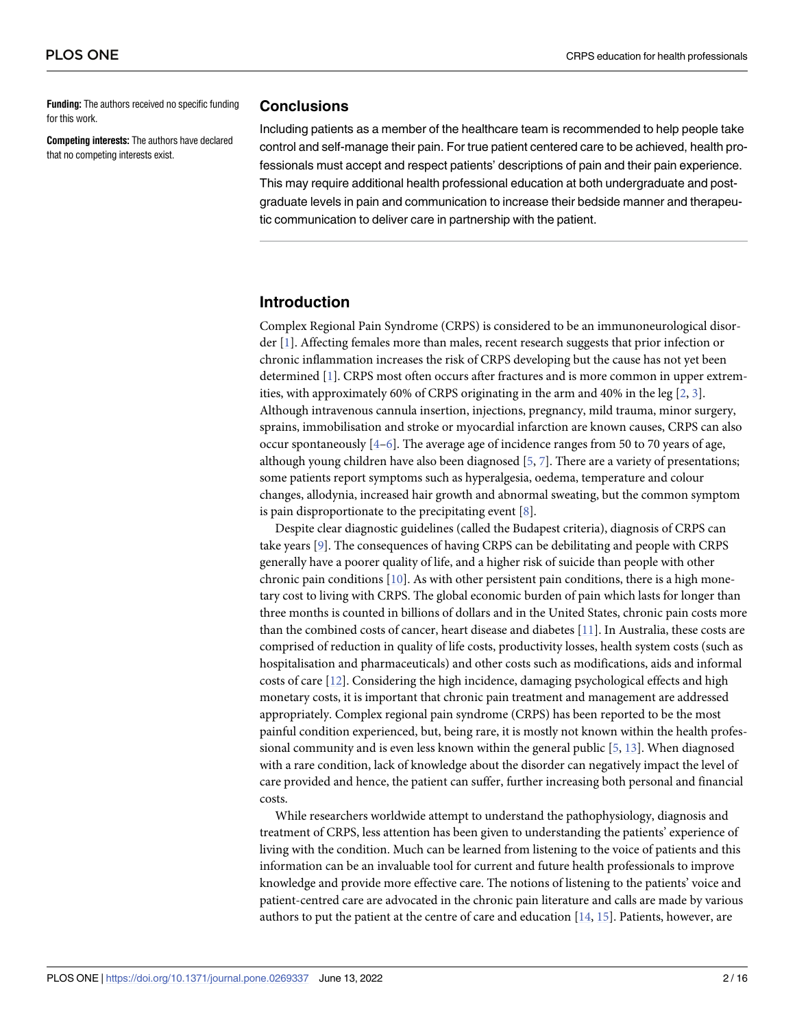**Funding:** The authors received no specific funding for this work.

**Competing interests:** The authors have declared that no competing interests exist.

## Conclusions

Including patients as a member of the healthcare team is recommended to help people take control and self-manage their pain. For true patient centered care to be achieved, health professionals must accept and respect patients' descriptions of pain and their pain experience. This may require additional health professional education at both undergraduate and postgraduate levels in pain and communication to increase their bedside manner and therapeutic communication to deliver care in partnership with the patient.

## Introduction

Complex Regional Pain Syndrome (CRPS) is considered to be an immunoneurological disorder [1]. Affecting females more than males, recent research suggests that prior infection or chronic inflammation increases the risk of CRPS developing but the cause has not yet been determined [1]. CRPS most often occurs after fractures and is more common in upper extremities, with approximately 60% of CRPS originating in the arm and 40% in the leg [2, 3]. Although intravenous cannula insertion, injections, pregnancy, mild trauma, minor surgery, sprains, immobilisation and stroke or myocardial infarction are known causes, CRPS can also occur spontaneously [4–6]. The average age of incidence ranges from 50 to 70 years of age, although young children have also been diagnosed [5, 7]. There are a variety of presentations; some patients report symptoms such as hyperalgesia, oedema, temperature and colour changes, allodynia, increased hair growth and abnormal sweating, but the common symptom is pain disproportionate to the precipitating event [8].

Despite clear diagnostic guidelines (called the Budapest criteria), diagnosis of CRPS can take years [9]. The consequences of having CRPS can be debilitating and people with CRPS generally have a poorer quality of life, and a higher risk of suicide than people with other chronic pain conditions [10]. As with other persistent pain conditions, there is a high monetary cost to living with CRPS. The global economic burden of pain which lasts for longer than three months is counted in billions of dollars and in the United States, chronic pain costs more than the combined costs of cancer, heart disease and diabetes [11]. In Australia, these costs are comprised of reduction in quality of life costs, productivity losses, health system costs (such as hospitalisation and pharmaceuticals) and other costs such as modifications, aids and informal costs of care [12]. Considering the high incidence, damaging psychological effects and high monetary costs, it is important that chronic pain treatment and management are addressed appropriately. Complex regional pain syndrome (CRPS) has been reported to be the most painful condition experienced, but, being rare, it is mostly not known within the health professional community and is even less known within the general public [5, 13]. When diagnosed with a rare condition, lack of knowledge about the disorder can negatively impact the level of care provided and hence, the patient can suffer, further increasing both personal and financial costs.

While researchers worldwide attempt to understand the pathophysiology, diagnosis and treatment of CRPS, less attention has been given to understanding the patients' experience of living with the condition. Much can be learned from listening to the voice of patients and this information can be an invaluable tool for current and future health professionals to improve knowledge and provide more effective care. The notions of listening to the patients' voice and patient-centred care are advocated in the chronic pain literature and calls are made by various authors to put the patient at the centre of care and education [14, 15]. Patients, however, are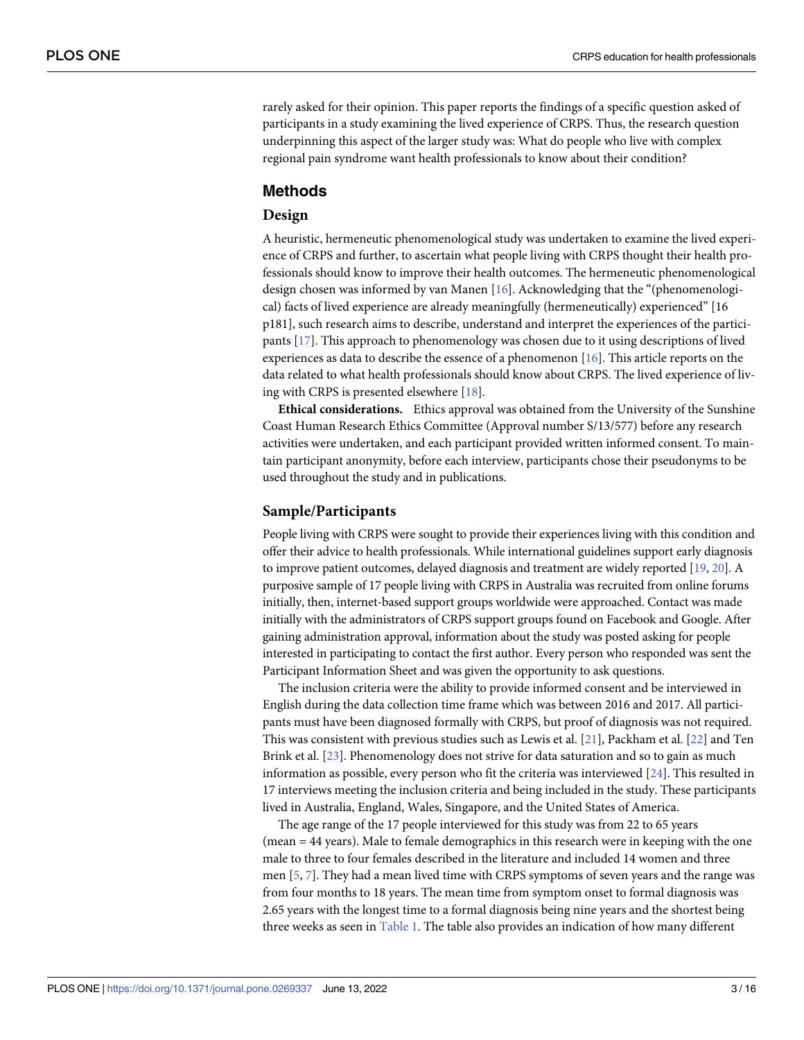rarely asked for their opinion. This paper reports the findings of a specific question asked of participants in a study examining the lived experience of CRPS. Thus, the research question underpinning this aspect of the larger study was: What do people who live with complex regional pain syndrome want health professionals to know about their condition?

## Methods

### Design

A heuristic, hermeneutic phenomenological study was undertaken to examine the lived experience of CRPS and further, to ascertain what people living with CRPS thought their health professionals should know to improve their health outcomes. The hermeneutic phenomenological design chosen was informed by van Manen [16]. Acknowledging that the "(phenomenological) facts of lived experience are already meaningfully (hermeneutically) experienced" [16 p181], such research aims to describe, understand and interpret the experiences of the participants [17]. This approach to phenomenology was chosen due to it using descriptions of lived experiences as data to describe the essence of a phenomenon [16]. This article reports on the data related to what health professionals should know about CRPS. The lived experience of living with CRPS is presented elsewhere [18].

**Ethical considerations.** Ethics approval was obtained from the University of the Sunshine Coast Human Research Ethics Committee (Approval number S/13/577) before any research activities were undertaken, and each participant provided written informed consent. To maintain participant anonymity, before each interview, participants chose their pseudonyms to be used throughout the study and in publications.

### Sample/Participants

People living with CRPS were sought to provide their experiences living with this condition and offer their advice to health professionals. While international guidelines support early diagnosis to improve patient outcomes, delayed diagnosis and treatment are widely reported [19, 20]. A purposive sample of 17 people living with CRPS in Australia was recruited from online forums initially, then, internet-based support groups worldwide were approached. Contact was made initially with the administrators of CRPS support groups found on Facebook and Google. After gaining administration approval, information about the study was posted asking for people interested in participating to contact the first author. Every person who responded was sent the Participant Information Sheet and was given the opportunity to ask questions.

The inclusion criteria were the ability to provide informed consent and be interviewed in English during the data collection time frame which was between 2016 and 2017. All participants must have been diagnosed formally with CRPS, but proof of diagnosis was not required. This was consistent with previous studies such as Lewis et al. [21], Packham et al. [22] and Ten Brink et al. [23]. Phenomenology does not strive for data saturation and so to gain as much information as possible, every person who fit the criteria was interviewed [24]. This resulted in 17 interviews meeting the inclusion criteria and being included in the study. These participants lived in Australia, England, Wales, Singapore, and the United States of America.

The age range of the 17 people interviewed for this study was from 22 to 65 years (mean = 44 years). Male to female demographics in this research were in keeping with the one male to three to four females described in the literature and included 14 women and three men [5, 7]. They had a mean lived time with CRPS symptoms of seven years and the range was from four months to 18 years. The mean time from symptom onset to formal diagnosis was 2.65 years with the longest time to a formal diagnosis being nine years and the shortest being three weeks as seen in Table 1. The table also provides an indication of how many different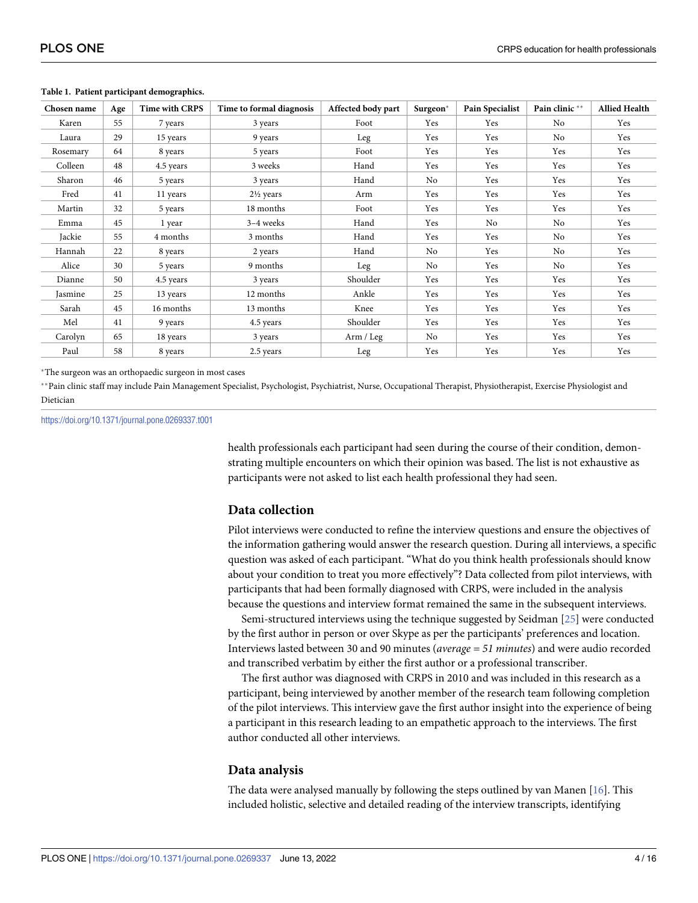**Table 1. Patient participant demographics.**

| Chosen name | Age | Time with CRPS | Time to formal diagnosis | Affected body part | Surgeon* | Pain Specialist | Pain clinic ** | Allied Health |
|---|---|---|---|---|---|---|---|---|
| Karen | 55 | 7 years | 3 years | Foot | Yes | Yes | No | Yes |
| Laura | 29 | 15 years | 9 years | Leg | Yes | Yes | No | Yes |
| Rosemary | 64 | 8 years | 5 years | Foot | Yes | Yes | Yes | Yes |
| Colleen | 48 | 4.5 years | 3 weeks | Hand | Yes | Yes | Yes | Yes |
| Sharon | 46 | 5 years | 3 years | Hand | No | Yes | Yes | Yes |
| Fred | 41 | 11 years | 2½ years | Arm | Yes | Yes | Yes | Yes |
| Martin | 32 | 5 years | 18 months | Foot | Yes | Yes | Yes | Yes |
| Emma | 45 | 1 year | 3–4 weeks | Hand | Yes | No | No | Yes |
| Jackie | 55 | 4 months | 3 months | Hand | Yes | Yes | No | Yes |
| Hannah | 22 | 8 years | 2 years | Hand | No | Yes | No | Yes |
| Alice | 30 | 5 years | 9 months | Leg | No | Yes | No | Yes |
| Dianne | 50 | 4.5 years | 3 years | Shoulder | Yes | Yes | Yes | Yes |
| Jasmine | 25 | 13 years | 12 months | Ankle | Yes | Yes | Yes | Yes |
| Sarah | 45 | 16 months | 13 months | Knee | Yes | Yes | Yes | Yes |
| Mel | 41 | 9 years | 4.5 years | Shoulder | Yes | Yes | Yes | Yes |
| Carolyn | 65 | 18 years | 3 years | Arm / Leg | No | Yes | Yes | Yes |
| Paul | 58 | 8 years | 2.5 years | Leg | Yes | Yes | Yes | Yes |

*The surgeon was an orthopaedic surgeon in most cases

**Pain clinic staff may include Pain Management Specialist, Psychologist, Psychiatrist, Nurse, Occupational Therapist, Physiotherapist, Exercise Physiologist and Dietician

https://doi.org/10.1371/journal.pone.0269337.t001

health professionals each participant had seen during the course of their condition, demonstrating multiple encounters on which their opinion was based. The list is not exhaustive as participants were not asked to list each health professional they had seen.

## Data collection

Pilot interviews were conducted to refine the interview questions and ensure the objectives of the information gathering would answer the research question. During all interviews, a specific question was asked of each participant. "What do you think health professionals should know about your condition to treat you more effectively"? Data collected from pilot interviews, with participants that had been formally diagnosed with CRPS, were included in the analysis because the questions and interview format remained the same in the subsequent interviews.

Semi-structured interviews using the technique suggested by Seidman [25] were conducted by the first author in person or over Skype as per the participants' preferences and location. Interviews lasted between 30 and 90 minutes (*average = 51 minutes*) and were audio recorded and transcribed verbatim by either the first author or a professional transcriber.

The first author was diagnosed with CRPS in 2010 and was included in this research as a participant, being interviewed by another member of the research team following completion of the pilot interviews. This interview gave the first author insight into the experience of being a participant in this research leading to an empathetic approach to the interviews. The first author conducted all other interviews.

## Data analysis

The data were analysed manually by following the steps outlined by van Manen [16]. This included holistic, selective and detailed reading of the interview transcripts, identifying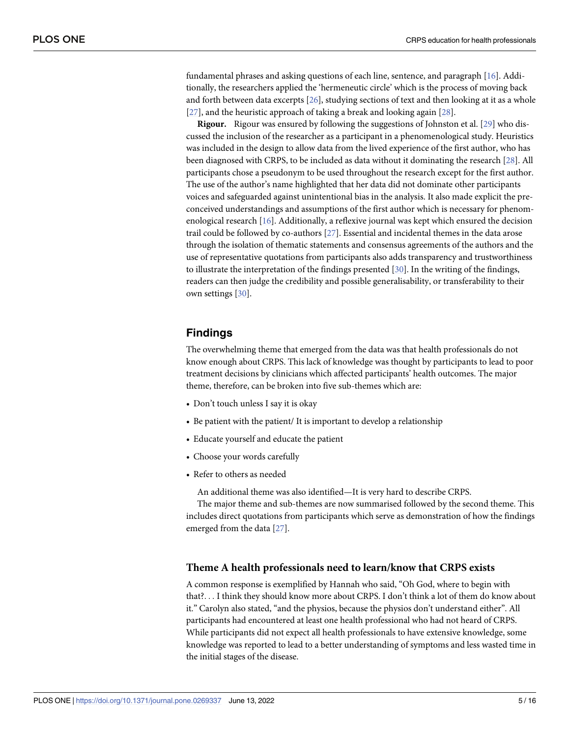fundamental phrases and asking questions of each line, sentence, and paragraph [16]. Additionally, the researchers applied the 'hermeneutic circle' which is the process of moving back and forth between data excerpts [26], studying sections of text and then looking at it as a whole [27], and the heuristic approach of taking a break and looking again [28].

**Rigour.** Rigour was ensured by following the suggestions of Johnston et al. [29] who discussed the inclusion of the researcher as a participant in a phenomenological study. Heuristics was included in the design to allow data from the lived experience of the first author, who has been diagnosed with CRPS, to be included as data without it dominating the research [28]. All participants chose a pseudonym to be used throughout the research except for the first author. The use of the author's name highlighted that her data did not dominate other participants voices and safeguarded against unintentional bias in the analysis. It also made explicit the preconceived understandings and assumptions of the first author which is necessary for phenomenological research [16]. Additionally, a reflexive journal was kept which ensured the decision trail could be followed by co-authors [27]. Essential and incidental themes in the data arose through the isolation of thematic statements and consensus agreements of the authors and the use of representative quotations from participants also adds transparency and trustworthiness to illustrate the interpretation of the findings presented [30]. In the writing of the findings, readers can then judge the credibility and possible generalisability, or transferability to their own settings [30].

## Findings

The overwhelming theme that emerged from the data was that health professionals do not know enough about CRPS. This lack of knowledge was thought by participants to lead to poor treatment decisions by clinicians which affected participants' health outcomes. The major theme, therefore, can be broken into five sub-themes which are:

- Don't touch unless I say it is okay
- Be patient with the patient/ It is important to develop a relationship
- Educate yourself and educate the patient
- Choose your words carefully
- Refer to others as needed

An additional theme was also identified—It is very hard to describe CRPS.

The major theme and sub-themes are now summarised followed by the second theme. This includes direct quotations from participants which serve as demonstration of how the findings emerged from the data [27].

### Theme A health professionals need to learn/know that CRPS exists

A common response is exemplified by Hannah who said, "Oh God, where to begin with that?. . . I think they should know more about CRPS. I don't think a lot of them do know about it." Carolyn also stated, "and the physios, because the physios don't understand either". All participants had encountered at least one health professional who had not heard of CRPS. While participants did not expect all health professionals to have extensive knowledge, some knowledge was reported to lead to a better understanding of symptoms and less wasted time in the initial stages of the disease.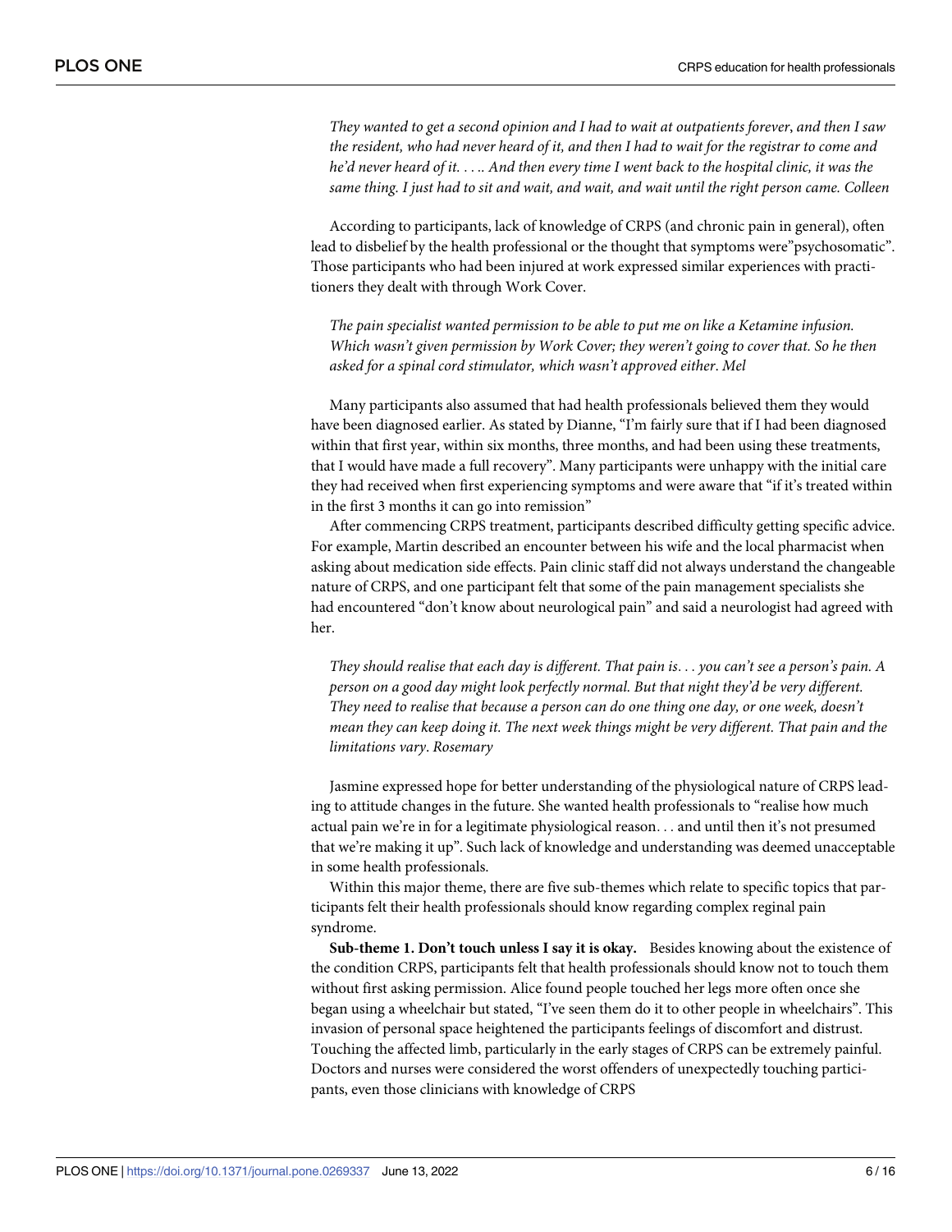*They wanted to get a second opinion and I had to wait at outpatients forever, and then I saw the resident, who had never heard of it, and then I had to wait for the registrar to come and he'd never heard of it. . . .. And then every time I went back to the hospital clinic, it was the same thing. I just had to sit and wait, and wait, and wait until the right person came. Colleen*

According to participants, lack of knowledge of CRPS (and chronic pain in general), often lead to disbelief by the health professional or the thought that symptoms were"psychosomatic". Those participants who had been injured at work expressed similar experiences with practitioners they dealt with through Work Cover.

*The pain specialist wanted permission to be able to put me on like a Ketamine infusion. Which wasn't given permission by Work Cover; they weren't going to cover that. So he then asked for a spinal cord stimulator, which wasn't approved either. Mel*

Many participants also assumed that had health professionals believed them they would have been diagnosed earlier. As stated by Dianne, "I'm fairly sure that if I had been diagnosed within that first year, within six months, three months, and had been using these treatments, that I would have made a full recovery". Many participants were unhappy with the initial care they had received when first experiencing symptoms and were aware that "if it's treated within in the first 3 months it can go into remission"

After commencing CRPS treatment, participants described difficulty getting specific advice. For example, Martin described an encounter between his wife and the local pharmacist when asking about medication side effects. Pain clinic staff did not always understand the changeable nature of CRPS, and one participant felt that some of the pain management specialists she had encountered "don't know about neurological pain" and said a neurologist had agreed with her.

*They should realise that each day is different. That pain is. . . you can't see a person's pain. A person on a good day might look perfectly normal. But that night they'd be very different. They need to realise that because a person can do one thing one day, or one week, doesn't mean they can keep doing it. The next week things might be very different. That pain and the limitations vary. Rosemary*

Jasmine expressed hope for better understanding of the physiological nature of CRPS leading to attitude changes in the future. She wanted health professionals to "realise how much actual pain we're in for a legitimate physiological reason. . . and until then it's not presumed that we're making it up". Such lack of knowledge and understanding was deemed unacceptable in some health professionals.

Within this major theme, there are five sub-themes which relate to specific topics that participants felt their health professionals should know regarding complex reginal pain syndrome.

**Sub-theme 1. Don't touch unless I say it is okay.** Besides knowing about the existence of the condition CRPS, participants felt that health professionals should know not to touch them without first asking permission. Alice found people touched her legs more often once she began using a wheelchair but stated, "I've seen them do it to other people in wheelchairs". This invasion of personal space heightened the participants feelings of discomfort and distrust. Touching the affected limb, particularly in the early stages of CRPS can be extremely painful. Doctors and nurses were considered the worst offenders of unexpectedly touching participants, even those clinicians with knowledge of CRPS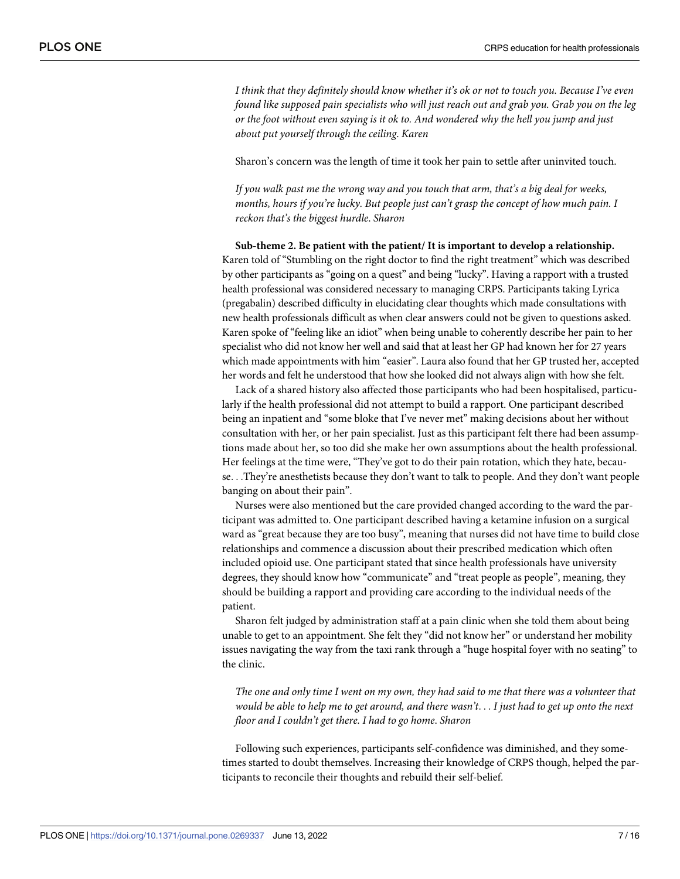*I think that they definitely should know whether it's ok or not to touch you. Because I've even found like supposed pain specialists who will just reach out and grab you. Grab you on the leg or the foot without even saying is it ok to. And wondered why the hell you jump and just about put yourself through the ceiling. Karen*

Sharon's concern was the length of time it took her pain to settle after uninvited touch.

*If you walk past me the wrong way and you touch that arm, that's a big deal for weeks, months, hours if you're lucky. But people just can't grasp the concept of how much pain. I reckon that's the biggest hurdle. Sharon*

**Sub-theme 2. Be patient with the patient/ It is important to develop a relationship.** Karen told of "Stumbling on the right doctor to find the right treatment" which was described by other participants as "going on a quest" and being "lucky". Having a rapport with a trusted health professional was considered necessary to managing CRPS. Participants taking Lyrica (pregabalin) described difficulty in elucidating clear thoughts which made consultations with new health professionals difficult as when clear answers could not be given to questions asked. Karen spoke of "feeling like an idiot" when being unable to coherently describe her pain to her specialist who did not know her well and said that at least her GP had known her for 27 years which made appointments with him "easier". Laura also found that her GP trusted her, accepted her words and felt he understood that how she looked did not always align with how she felt.

Lack of a shared history also affected those participants who had been hospitalised, particularly if the health professional did not attempt to build a rapport. One participant described being an inpatient and "some bloke that I've never met" making decisions about her without consultation with her, or her pain specialist. Just as this participant felt there had been assumptions made about her, so too did she make her own assumptions about the health professional. Her feelings at the time were, "They've got to do their pain rotation, which they hate, because. . .They're anesthetists because they don't want to talk to people. And they don't want people banging on about their pain".

Nurses were also mentioned but the care provided changed according to the ward the participant was admitted to. One participant described having a ketamine infusion on a surgical ward as "great because they are too busy", meaning that nurses did not have time to build close relationships and commence a discussion about their prescribed medication which often included opioid use. One participant stated that since health professionals have university degrees, they should know how "communicate" and "treat people as people", meaning, they should be building a rapport and providing care according to the individual needs of the patient.

Sharon felt judged by administration staff at a pain clinic when she told them about being unable to get to an appointment. She felt they "did not know her" or understand her mobility issues navigating the way from the taxi rank through a "huge hospital foyer with no seating" to the clinic.

*The one and only time I went on my own, they had said to me that there was a volunteer that would be able to help me to get around, and there wasn't. . . I just had to get up onto the next floor and I couldn't get there. I had to go home. Sharon*

Following such experiences, participants self-confidence was diminished, and they sometimes started to doubt themselves. Increasing their knowledge of CRPS though, helped the participants to reconcile their thoughts and rebuild their self-belief.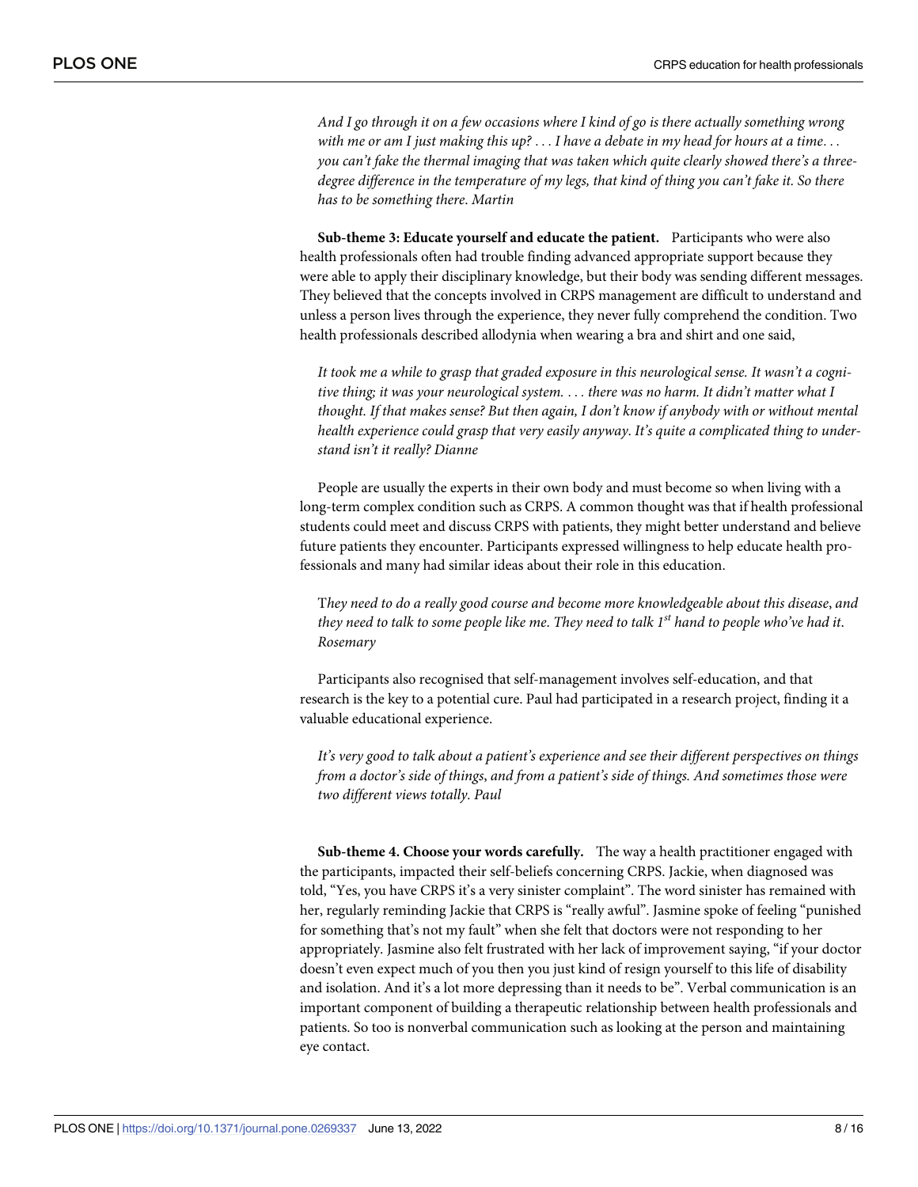*And I go through it on a few occasions where I kind of go is there actually something wrong with me or am I just making this up? . . . I have a debate in my head for hours at a time. . . you can't fake the thermal imaging that was taken which quite clearly showed there's a three-degree difference in the temperature of my legs, that kind of thing you can't fake it. So there has to be something there. Martin*

**Sub-theme 3: Educate yourself and educate the patient.** Participants who were also health professionals often had trouble finding advanced appropriate support because they were able to apply their disciplinary knowledge, but their body was sending different messages. They believed that the concepts involved in CRPS management are difficult to understand and unless a person lives through the experience, they never fully comprehend the condition. Two health professionals described allodynia when wearing a bra and shirt and one said,

*It took me a while to grasp that graded exposure in this neurological sense. It wasn't a cognitive thing; it was your neurological system. . . . there was no harm. It didn't matter what I thought. If that makes sense? But then again, I don't know if anybody with or without mental health experience could grasp that very easily anyway. It's quite a complicated thing to understand isn't it really? Dianne*

People are usually the experts in their own body and must become so when living with a long-term complex condition such as CRPS. A common thought was that if health professional students could meet and discuss CRPS with patients, they might better understand and believe future patients they encounter. Participants expressed willingness to help educate health professionals and many had similar ideas about their role in this education.

T*hey need to do a really good course and become more knowledgeable about this disease, and they need to talk to some people like me. They need to talk 1st hand to people who've had it. Rosemary*

Participants also recognised that self-management involves self-education, and that research is the key to a potential cure. Paul had participated in a research project, finding it a valuable educational experience.

*It's very good to talk about a patient's experience and see their different perspectives on things from a doctor's side of things, and from a patient's side of things. And sometimes those were two different views totally. Paul*

**Sub-theme 4. Choose your words carefully.** The way a health practitioner engaged with the participants, impacted their self-beliefs concerning CRPS. Jackie, when diagnosed was told, "Yes, you have CRPS it's a very sinister complaint". The word sinister has remained with her, regularly reminding Jackie that CRPS is "really awful". Jasmine spoke of feeling "punished for something that's not my fault" when she felt that doctors were not responding to her appropriately. Jasmine also felt frustrated with her lack of improvement saying, "if your doctor doesn't even expect much of you then you just kind of resign yourself to this life of disability and isolation. And it's a lot more depressing than it needs to be". Verbal communication is an important component of building a therapeutic relationship between health professionals and patients. So too is nonverbal communication such as looking at the person and maintaining eye contact.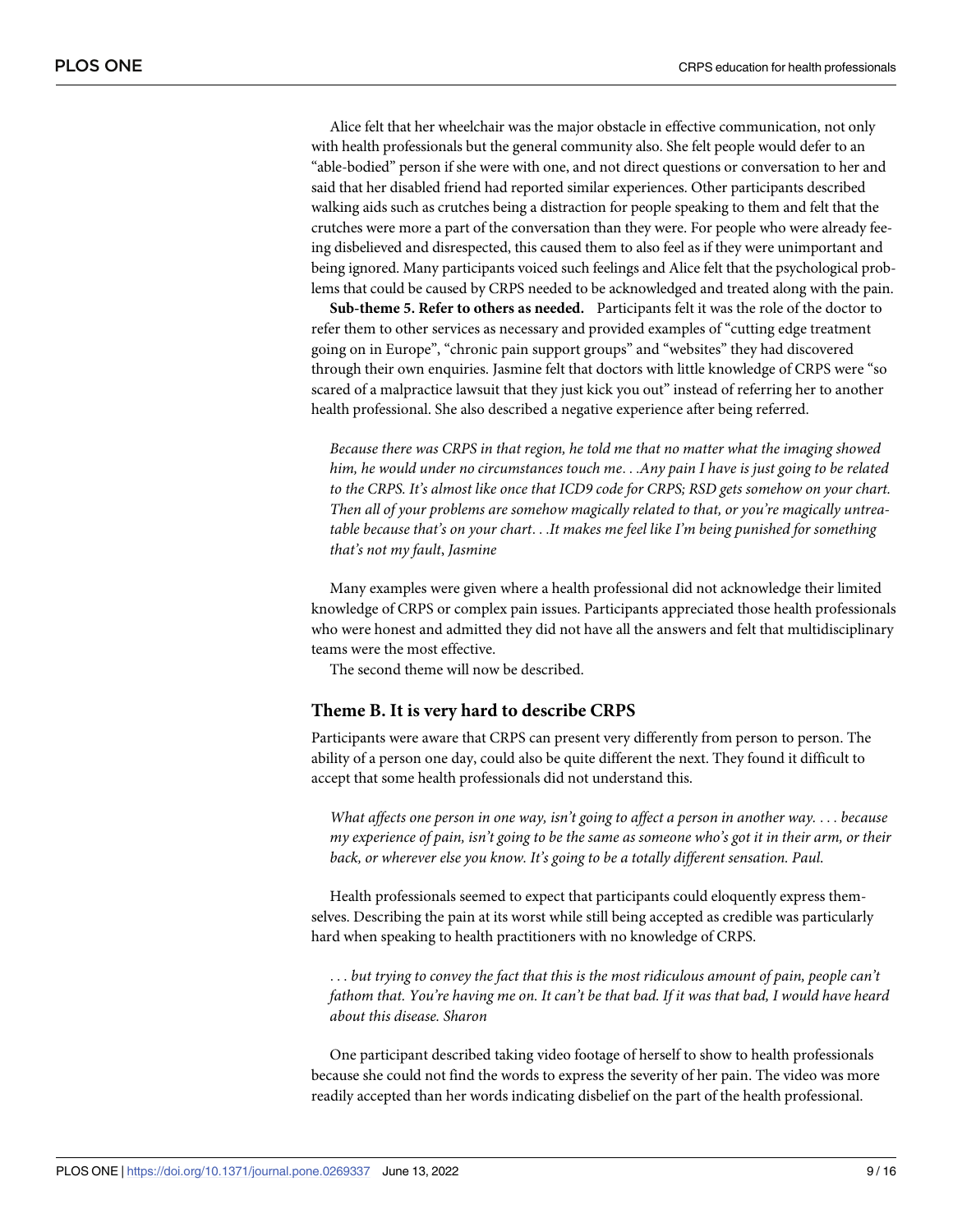Alice felt that her wheelchair was the major obstacle in effective communication, not only with health professionals but the general community also. She felt people would defer to an "able-bodied" person if she were with one, and not direct questions or conversation to her and said that her disabled friend had reported similar experiences. Other participants described walking aids such as crutches being a distraction for people speaking to them and felt that the crutches were more a part of the conversation than they were. For people who were already feeing disbelieved and disrespected, this caused them to also feel as if they were unimportant and being ignored. Many participants voiced such feelings and Alice felt that the psychological problems that could be caused by CRPS needed to be acknowledged and treated along with the pain.

**Sub-theme 5. Refer to others as needed.** Participants felt it was the role of the doctor to refer them to other services as necessary and provided examples of "cutting edge treatment going on in Europe", "chronic pain support groups" and "websites" they had discovered through their own enquiries. Jasmine felt that doctors with little knowledge of CRPS were "so scared of a malpractice lawsuit that they just kick you out" instead of referring her to another health professional. She also described a negative experience after being referred.

> *Because there was CRPS in that region, he told me that no matter what the imaging showed him, he would under no circumstances touch me. . .Any pain I have is just going to be related to the CRPS. It's almost like once that ICD9 code for CRPS; RSD gets somehow on your chart. Then all of your problems are somehow magically related to that, or you're magically untreatable because that's on your chart. . .It makes me feel like I'm being punished for something that's not my fault, Jasmine*

Many examples were given where a health professional did not acknowledge their limited knowledge of CRPS or complex pain issues. Participants appreciated those health professionals who were honest and admitted they did not have all the answers and felt that multidisciplinary teams were the most effective.

The second theme will now be described.

### Theme B. It is very hard to describe CRPS

Participants were aware that CRPS can present very differently from person to person. The ability of a person one day, could also be quite different the next. They found it difficult to accept that some health professionals did not understand this.

> *What affects one person in one way, isn't going to affect a person in another way. . . . because my experience of pain, isn't going to be the same as someone who's got it in their arm, or their back, or wherever else you know. It's going to be a totally different sensation. Paul.*

Health professionals seemed to expect that participants could eloquently express themselves. Describing the pain at its worst while still being accepted as credible was particularly hard when speaking to health practitioners with no knowledge of CRPS.

> *. . . but trying to convey the fact that this is the most ridiculous amount of pain, people can't fathom that. You're having me on. It can't be that bad. If it was that bad, I would have heard about this disease. Sharon*

One participant described taking video footage of herself to show to health professionals because she could not find the words to express the severity of her pain. The video was more readily accepted than her words indicating disbelief on the part of the health professional.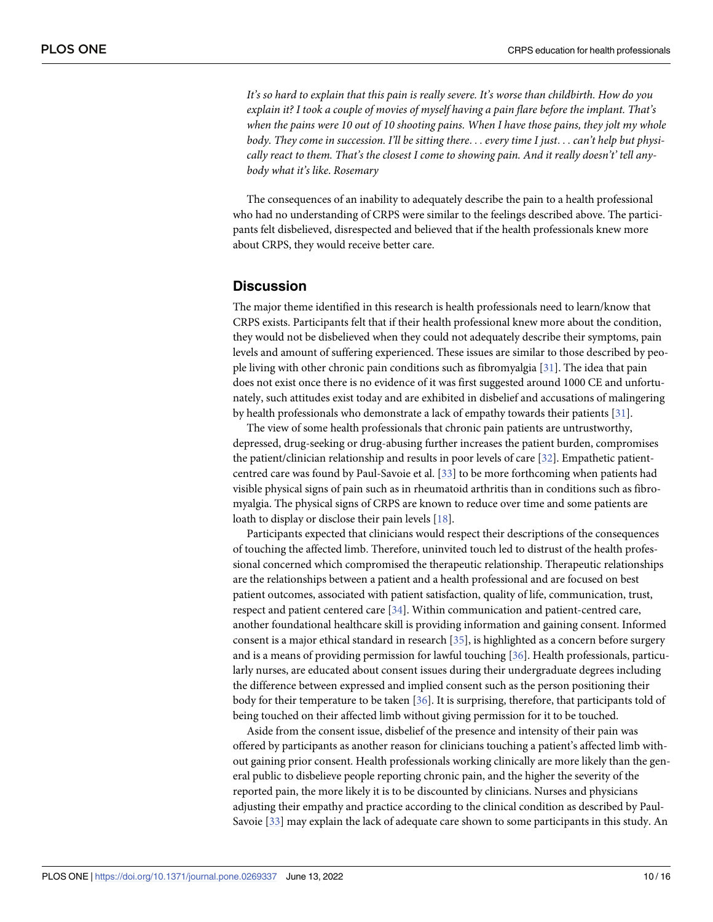*It's so hard to explain that this pain is really severe. It's worse than childbirth. How do you explain it? I took a couple of movies of myself having a pain flare before the implant. That's when the pains were 10 out of 10 shooting pains. When I have those pains, they jolt my whole body. They come in succession. I'll be sitting there. . . every time I just. . . can't help but physically react to them. That's the closest I come to showing pain. And it really doesn't't' tell anybody what it's like. Rosemary*

The consequences of an inability to adequately describe the pain to a health professional who had no understanding of CRPS were similar to the feelings described above. The participants felt disbelieved, disrespected and believed that if the health professionals knew more about CRPS, they would receive better care.

## Discussion

The major theme identified in this research is health professionals need to learn/know that CRPS exists. Participants felt that if their health professional knew more about the condition, they would not be disbelieved when they could not adequately describe their symptoms, pain levels and amount of suffering experienced. These issues are similar to those described by people living with other chronic pain conditions such as fibromyalgia [31]. The idea that pain does not exist once there is no evidence of it was first suggested around 1000 CE and unfortunately, such attitudes exist today and are exhibited in disbelief and accusations of malingering by health professionals who demonstrate a lack of empathy towards their patients [31].

The view of some health professionals that chronic pain patients are untrustworthy, depressed, drug-seeking or drug-abusing further increases the patient burden, compromises the patient/clinician relationship and results in poor levels of care [32]. Empathetic patient-centred care was found by Paul-Savoie et al. [33] to be more forthcoming when patients had visible physical signs of pain such as in rheumatoid arthritis than in conditions such as fibromyalgia. The physical signs of CRPS are known to reduce over time and some patients are loath to display or disclose their pain levels [18].

Participants expected that clinicians would respect their descriptions of the consequences of touching the affected limb. Therefore, uninvited touch led to distrust of the health professional concerned which compromised the therapeutic relationship. Therapeutic relationships are the relationships between a patient and a health professional and are focused on best patient outcomes, associated with patient satisfaction, quality of life, communication, trust, respect and patient centered care [34]. Within communication and patient-centred care, another foundational healthcare skill is providing information and gaining consent. Informed consent is a major ethical standard in research [35], is highlighted as a concern before surgery and is a means of providing permission for lawful touching [36]. Health professionals, particularly nurses, are educated about consent issues during their undergraduate degrees including the difference between expressed and implied consent such as the person positioning their body for their temperature to be taken [36]. It is surprising, therefore, that participants told of being touched on their affected limb without giving permission for it to be touched.

Aside from the consent issue, disbelief of the presence and intensity of their pain was offered by participants as another reason for clinicians touching a patient's affected limb without gaining prior consent. Health professionals working clinically are more likely than the general public to disbelieve people reporting chronic pain, and the higher the severity of the reported pain, the more likely it is to be discounted by clinicians. Nurses and physicians adjusting their empathy and practice according to the clinical condition as described by Paul-Savoie [33] may explain the lack of adequate care shown to some participants in this study. An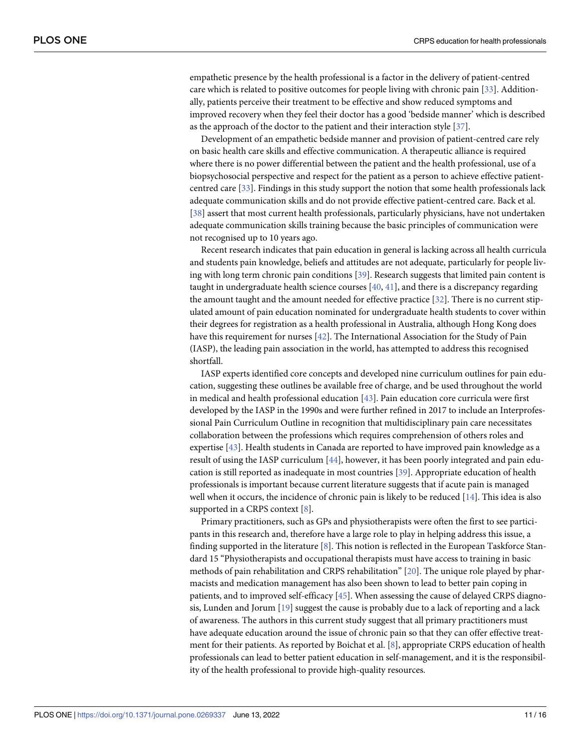empathetic presence by the health professional is a factor in the delivery of patient-centred care which is related to positive outcomes for people living with chronic pain [33]. Additionally, patients perceive their treatment to be effective and show reduced symptoms and improved recovery when they feel their doctor has a good 'bedside manner' which is described as the approach of the doctor to the patient and their interaction style [37].

Development of an empathetic bedside manner and provision of patient-centred care rely on basic health care skills and effective communication. A therapeutic alliance is required where there is no power differential between the patient and the health professional, use of a biopsychosocial perspective and respect for the patient as a person to achieve effective patient-centred care [33]. Findings in this study support the notion that some health professionals lack adequate communication skills and do not provide effective patient-centred care. Back et al. [38] assert that most current health professionals, particularly physicians, have not undertaken adequate communication skills training because the basic principles of communication were not recognised up to 10 years ago.

Recent research indicates that pain education in general is lacking across all health curricula and students pain knowledge, beliefs and attitudes are not adequate, particularly for people living with long term chronic pain conditions [39]. Research suggests that limited pain content is taught in undergraduate health science courses [40, 41], and there is a discrepancy regarding the amount taught and the amount needed for effective practice [32]. There is no current stipulated amount of pain education nominated for undergraduate health students to cover within their degrees for registration as a health professional in Australia, although Hong Kong does have this requirement for nurses [42]. The International Association for the Study of Pain (IASP), the leading pain association in the world, has attempted to address this recognised shortfall.

IASP experts identified core concepts and developed nine curriculum outlines for pain education, suggesting these outlines be available free of charge, and be used throughout the world in medical and health professional education [43]. Pain education core curricula were first developed by the IASP in the 1990s and were further refined in 2017 to include an Interprofessional Pain Curriculum Outline in recognition that multidisciplinary pain care necessitates collaboration between the professions which requires comprehension of others roles and expertise [43]. Health students in Canada are reported to have improved pain knowledge as a result of using the IASP curriculum [44], however, it has been poorly integrated and pain education is still reported as inadequate in most countries [39]. Appropriate education of health professionals is important because current literature suggests that if acute pain is managed well when it occurs, the incidence of chronic pain is likely to be reduced [14]. This idea is also supported in a CRPS context [8].

Primary practitioners, such as GPs and physiotherapists were often the first to see participants in this research and, therefore have a large role to play in helping address this issue, a finding supported in the literature [8]. This notion is reflected in the European Taskforce Standard 15 "Physiotherapists and occupational therapists must have access to training in basic methods of pain rehabilitation and CRPS rehabilitation" [20]. The unique role played by pharmacists and medication management has also been shown to lead to better pain coping in patients, and to improved self-efficacy [45]. When assessing the cause of delayed CRPS diagnosis, Lunden and Jorum [19] suggest the cause is probably due to a lack of reporting and a lack of awareness. The authors in this current study suggest that all primary practitioners must have adequate education around the issue of chronic pain so that they can offer effective treatment for their patients. As reported by Boichat et al. [8], appropriate CRPS education of health professionals can lead to better patient education in self-management, and it is the responsibility of the health professional to provide high-quality resources.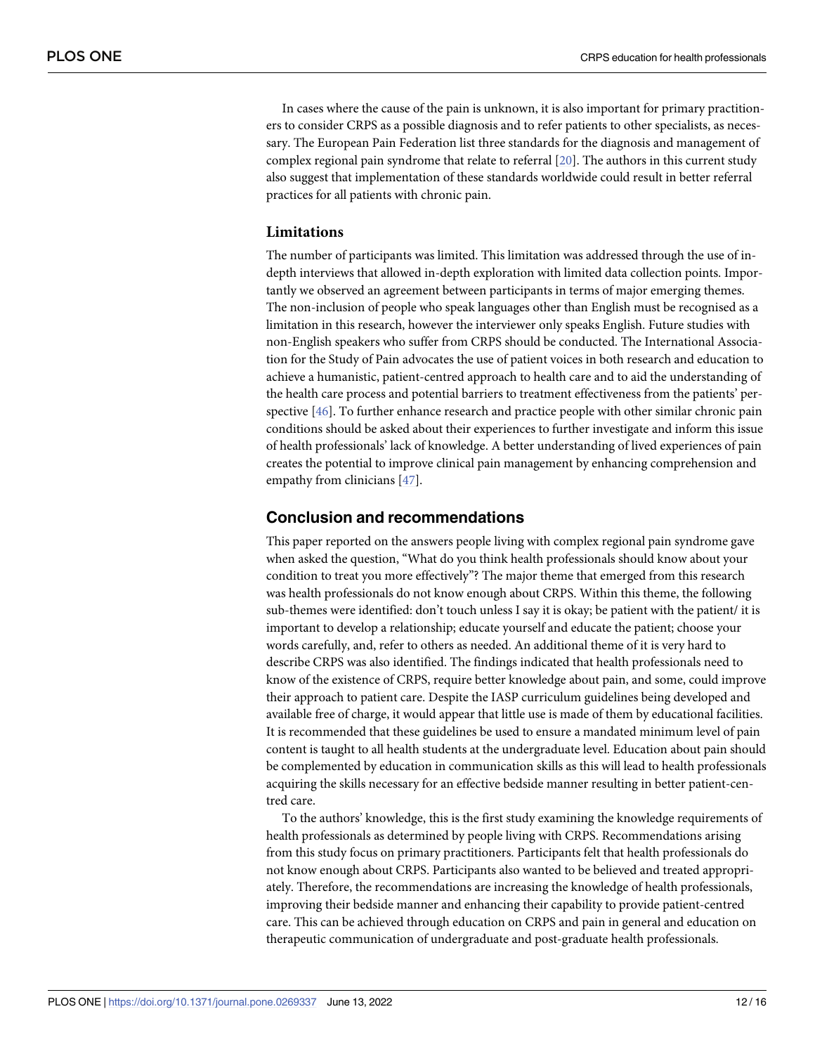In cases where the cause of the pain is unknown, it is also important for primary practitioners to consider CRPS as a possible diagnosis and to refer patients to other specialists, as necessary. The European Pain Federation list three standards for the diagnosis and management of complex regional pain syndrome that relate to referral [20]. The authors in this current study also suggest that implementation of these standards worldwide could result in better referral practices for all patients with chronic pain.

### Limitations

The number of participants was limited. This limitation was addressed through the use of in-depth interviews that allowed in-depth exploration with limited data collection points. Importantly we observed an agreement between participants in terms of major emerging themes. The non-inclusion of people who speak languages other than English must be recognised as a limitation in this research, however the interviewer only speaks English. Future studies with non-English speakers who suffer from CRPS should be conducted. The International Association for the Study of Pain advocates the use of patient voices in both research and education to achieve a humanistic, patient-centred approach to health care and to aid the understanding of the health care process and potential barriers to treatment effectiveness from the patients' perspective [46]. To further enhance research and practice people with other similar chronic pain conditions should be asked about their experiences to further investigate and inform this issue of health professionals' lack of knowledge. A better understanding of lived experiences of pain creates the potential to improve clinical pain management by enhancing comprehension and empathy from clinicians [47].

## Conclusion and recommendations

This paper reported on the answers people living with complex regional pain syndrome gave when asked the question, "What do you think health professionals should know about your condition to treat you more effectively"? The major theme that emerged from this research was health professionals do not know enough about CRPS. Within this theme, the following sub-themes were identified: don't touch unless I say it is okay; be patient with the patient/ it is important to develop a relationship; educate yourself and educate the patient; choose your words carefully, and, refer to others as needed. An additional theme of it is very hard to describe CRPS was also identified. The findings indicated that health professionals need to know of the existence of CRPS, require better knowledge about pain, and some, could improve their approach to patient care. Despite the IASP curriculum guidelines being developed and available free of charge, it would appear that little use is made of them by educational facilities. It is recommended that these guidelines be used to ensure a mandated minimum level of pain content is taught to all health students at the undergraduate level. Education about pain should be complemented by education in communication skills as this will lead to health professionals acquiring the skills necessary for an effective bedside manner resulting in better patient-centred care.

To the authors' knowledge, this is the first study examining the knowledge requirements of health professionals as determined by people living with CRPS. Recommendations arising from this study focus on primary practitioners. Participants felt that health professionals do not know enough about CRPS. Participants also wanted to be believed and treated appropriately. Therefore, the recommendations are increasing the knowledge of health professionals, improving their bedside manner and enhancing their capability to provide patient-centred care. This can be achieved through education on CRPS and pain in general and education on therapeutic communication of undergraduate and post-graduate health professionals.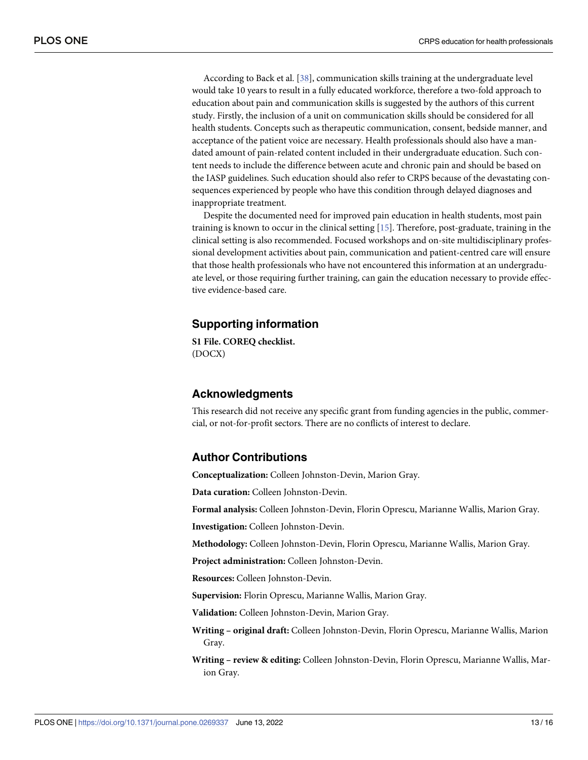According to Back et al. [38], communication skills training at the undergraduate level would take 10 years to result in a fully educated workforce, therefore a two-fold approach to education about pain and communication skills is suggested by the authors of this current study. Firstly, the inclusion of a unit on communication skills should be considered for all health students. Concepts such as therapeutic communication, consent, bedside manner, and acceptance of the patient voice are necessary. Health professionals should also have a mandated amount of pain-related content included in their undergraduate education. Such content needs to include the difference between acute and chronic pain and should be based on the IASP guidelines. Such education should also refer to CRPS because of the devastating consequences experienced by people who have this condition through delayed diagnoses and inappropriate treatment.

Despite the documented need for improved pain education in health students, most pain training is known to occur in the clinical setting [15]. Therefore, post-graduate, training in the clinical setting is also recommended. Focused workshops and on-site multidisciplinary professional development activities about pain, communication and patient-centred care will ensure that those health professionals who have not encountered this information at an undergraduate level, or those requiring further training, can gain the education necessary to provide effective evidence-based care.

## Supporting information

**S1 File. COREQ checklist.**
(DOCX)

## Acknowledgments

This research did not receive any specific grant from funding agencies in the public, commercial, or not-for-profit sectors. There are no conflicts of interest to declare.

## Author Contributions

**Conceptualization:** Colleen Johnston-Devin, Marion Gray.

**Data curation:** Colleen Johnston-Devin.

**Formal analysis:** Colleen Johnston-Devin, Florin Oprescu, Marianne Wallis, Marion Gray.

**Investigation:** Colleen Johnston-Devin.

**Methodology:** Colleen Johnston-Devin, Florin Oprescu, Marianne Wallis, Marion Gray.

**Project administration:** Colleen Johnston-Devin.

**Resources:** Colleen Johnston-Devin.

**Supervision:** Florin Oprescu, Marianne Wallis, Marion Gray.

**Validation:** Colleen Johnston-Devin, Marion Gray.

**Writing – original draft:** Colleen Johnston-Devin, Florin Oprescu, Marianne Wallis, Marion Gray.

**Writing – review & editing:** Colleen Johnston-Devin, Florin Oprescu, Marianne Wallis, Marion Gray.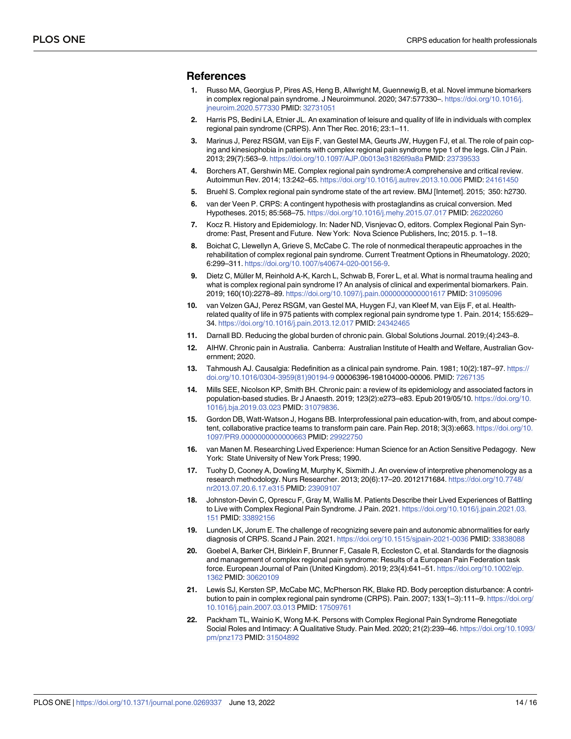## References

1. Russo MA, Georgius P, Pires AS, Heng B, Allwright M, Guennewig B, et al. Novel immune biomarkers in complex regional pain syndrome. J Neuroimmunol. 2020; 347:577330–. https://doi.org/10.1016/j.jneuroim.2020.577330 PMID: 32731051
2. Harris PS, Bedini LA, Etnier JL. An examination of leisure and quality of life in individuals with complex regional pain syndrome (CRPS). Ann Ther Rec. 2016; 23:1–11.
3. Marinus J, Perez RSGM, van Eijs F, van Gestel MA, Geurts JW, Huygen FJ, et al. The role of pain coping and kinesiophobia in patients with complex regional pain syndrome type 1 of the legs. Clin J Pain. 2013; 29(7):563–9. https://doi.org/10.1097/AJP.0b013e31826f9a8a PMID: 23739533
4. Borchers AT, Gershwin ME. Complex regional pain syndrome:A comprehensive and critical review. Autoimmun Rev. 2014; 13:242–65. https://doi.org/10.1016/j.autrev.2013.10.006 PMID: 24161450
5. Bruehl S. Complex regional pain syndrome state of the art review. BMJ [Internet]. 2015; 350: h2730.
6. van der Veen P. CRPS: A contingent hypothesis with prostaglandins as cruical conversion. Med Hypotheses. 2015; 85:568–75. https://doi.org/10.1016/j.mehy.2015.07.017 PMID: 26220260
7. Kocz R. History and Epidemiology. In: Nader ND, Visnjevac O, editors. Complex Regional Pain Syndrome: Past, Present and Future. New York: Nova Science Publishers, Inc; 2015. p. 1–18.
8. Boichat C, Llewellyn A, Grieve S, McCabe C. The role of nonmedical therapeutic approaches in the rehabilitation of complex regional pain syndrome. Current Treatment Options in Rheumatology. 2020; 6:299–311. https://doi.org/10.1007/s40674-020-00156-9.
9. Dietz C, Müller M, Reinhold A-K, Karch L, Schwab B, Forer L, et al. What is normal trauma healing and what is complex regional pain syndrome I? An analysis of clinical and experimental biomarkers. Pain. 2019; 160(10):2278–89. https://doi.org/10.1097/j.pain.0000000000001617 PMID: 31095096
10. van Velzen GAJ, Perez RSGM, van Gestel MA, Huygen FJ, van Kleef M, van Eijs F, et al. Health-related quality of life in 975 patients with complex regional pain syndrome type 1. Pain. 2014; 155:629–34. https://doi.org/10.1016/j.pain.2013.12.017 PMID: 24342465
11. Darnall BD. Reducing the global burden of chronic pain. Global Solutions Journal. 2019;(4):243–8.
12. AIHW. Chronic pain in Australia. Canberra: Australian Institute of Health and Welfare, Australian Government; 2020.
13. Tahmoush AJ. Causalgia: Redefinition as a clinical pain syndrome. Pain. 1981; 10(2):187–97. https://doi.org/10.1016/0304-3959(81)90194-9 00006396-198104000-00006. PMID: 7267135
14. Mills SEE, Nicolson KP, Smith BH. Chronic pain: a review of its epidemiology and associated factors in population-based studies. Br J Anaesth. 2019; 123(2):e273–e83. Epub 2019/05/10. https://doi.org/10.1016/j.bja.2019.03.023 PMID: 31079836.
15. Gordon DB, Watt-Watson J, Hogans BB. Interprofessional pain education-with, from, and about competent, collaborative practice teams to transform pain care. Pain Rep. 2018; 3(3):e663. https://doi.org/10.1097/PR9.0000000000000663 PMID: 29922750
16. van Manen M. Researching Lived Experience: Human Science for an Action Sensitive Pedagogy. New York: State University of New York Press; 1990.
17. Tuohy D, Cooney A, Dowling M, Murphy K, Sixsmith J. An overview of interpretive phenomenology as a research methodology. Nurs Researcher. 2013; 20(6):17–20. 2012171684. https://doi.org/10.7748/nr2013.07.20.6.17.e315 PMID: 23909107
18. Johnston-Devin C, Oprescu F, Gray M, Wallis M. Patients Describe their Lived Experiences of Battling to Live with Complex Regional Pain Syndrome. J Pain. 2021. https://doi.org/10.1016/j.jpain.2021.03.151 PMID: 33892156
19. Lunden LK, Jorum E. The challenge of recognizing severe pain and autonomic abnormalities for early diagnosis of CRPS. Scand J Pain. 2021. https://doi.org/10.1515/sjpain-2021-0036 PMID: 33838088
20. Goebel A, Barker CH, Birklein F, Brunner F, Casale R, Eccleston C, et al. Standards for the diagnosis and management of complex regional pain syndrome: Results of a European Pain Federation task force. European Journal of Pain (United Kingdom). 2019; 23(4):641–51. https://doi.org/10.1002/ejp.1362 PMID: 30620109
21. Lewis SJ, Kersten SP, McCabe MC, McPherson RK, Blake RD. Body perception disturbance: A contribution to pain in complex regional pain syndrome (CRPS). Pain. 2007; 133(1–3):111–9. https://doi.org/10.1016/j.pain.2007.03.013 PMID: 17509761
22. Packham TL, Wainio K, Wong M-K. Persons with Complex Regional Pain Syndrome Renegotiate Social Roles and Intimacy: A Qualitative Study. Pain Med. 2020; 21(2):239–46. https://doi.org/10.1093/pm/pnz173 PMID: 31504892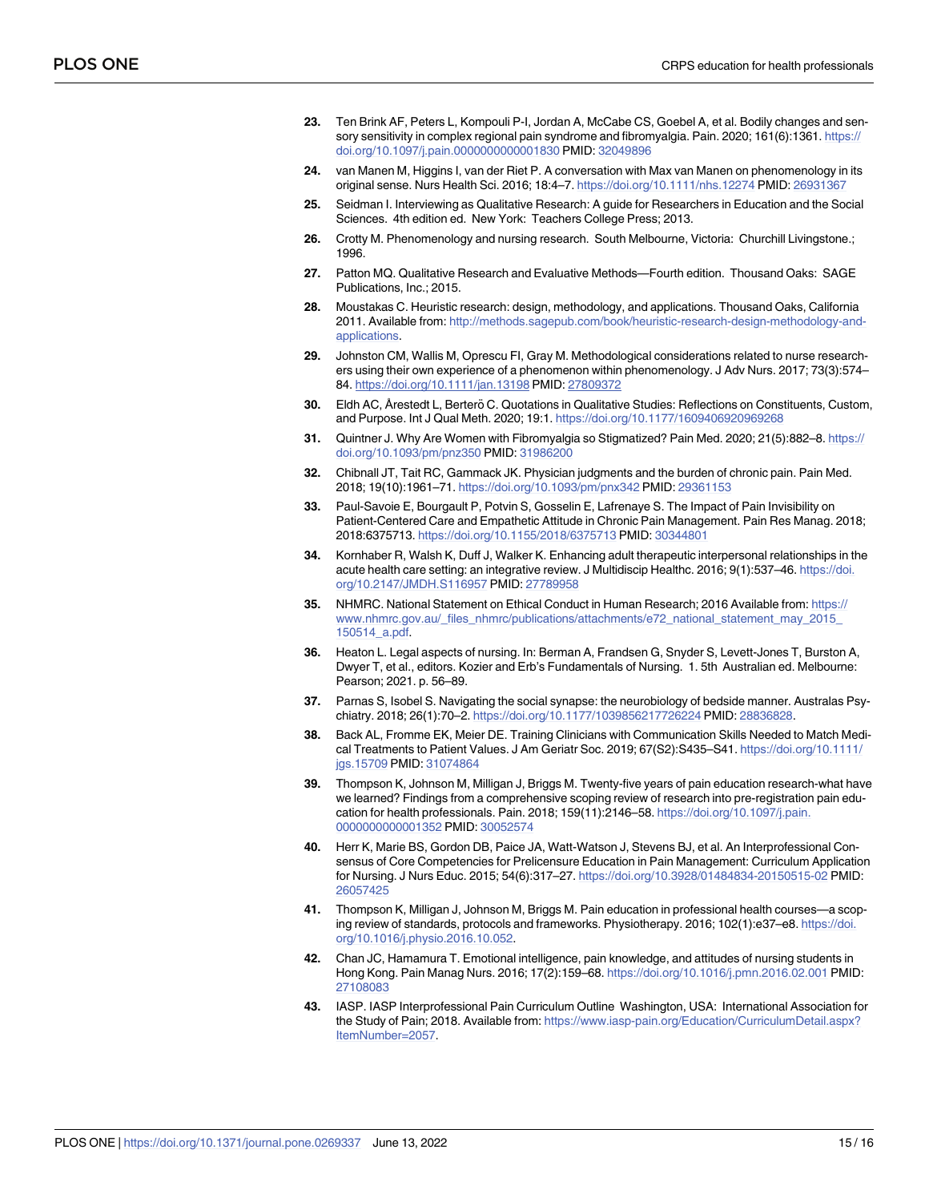23. Ten Brink AF, Peters L, Kompouli P-I, Jordan A, McCabe CS, Goebel A, et al. Bodily changes and sensory sensitivity in complex regional pain syndrome and fibromyalgia. Pain. 2020; 161(6):1361. https://doi.org/10.1097/j.pain.0000000000001830 PMID: 32049896

24. van Manen M, Higgins I, van der Riet P. A conversation with Max van Manen on phenomenology in its original sense. Nurs Health Sci. 2016; 18:4–7. https://doi.org/10.1111/nhs.12274 PMID: 26931367

25. Seidman I. Interviewing as Qualitative Research: A guide for Researchers in Education and the Social Sciences. 4th edition ed. New York: Teachers College Press; 2013.

26. Crotty M. Phenomenology and nursing research. South Melbourne, Victoria: Churchill Livingstone.; 1996.

27. Patton MQ. Qualitative Research and Evaluative Methods—Fourth edition. Thousand Oaks: SAGE Publications, Inc.; 2015.

28. Moustakas C. Heuristic research: design, methodology, and applications. Thousand Oaks, California 2011. Available from: http://methods.sagepub.com/book/heuristic-research-design-methodology-and-applications.

29. Johnston CM, Wallis M, Oprescu FI, Gray M. Methodological considerations related to nurse researchers using their own experience of a phenomenon within phenomenology. J Adv Nurs. 2017; 73(3):574–84. https://doi.org/10.1111/jan.13198 PMID: 27809372

30. Eldh AC, Årestedt L, Berterö C. Quotations in Qualitative Studies: Reflections on Constituents, Custom, and Purpose. Int J Qual Meth. 2020; 19:1. https://doi.org/10.1177/1609406920969268

31. Quintner J. Why Are Women with Fibromyalgia so Stigmatized? Pain Med. 2020; 21(5):882–8. https://doi.org/10.1093/pm/pnz350 PMID: 31986200

32. Chibnall JT, Tait RC, Gammack JK. Physician judgments and the burden of chronic pain. Pain Med. 2018; 19(10):1961–71. https://doi.org/10.1093/pm/pnx342 PMID: 29361153

33. Paul-Savoie E, Bourgault P, Potvin S, Gosselin E, Lafrenaye S. The Impact of Pain Invisibility on Patient-Centered Care and Empathetic Attitude in Chronic Pain Management. Pain Res Manag. 2018; 2018:6375713. https://doi.org/10.1155/2018/6375713 PMID: 30344801

34. Kornhaber R, Walsh K, Duff J, Walker K. Enhancing adult therapeutic interpersonal relationships in the acute health care setting: an integrative review. J Multidiscip Healthc. 2016; 9(1):537–46. https://doi.org/10.2147/JMDH.S116957 PMID: 27789958

35. NHMRC. National Statement on Ethical Conduct in Human Research; 2016 Available from: https://www.nhmrc.gov.au/_files_nhmrc/publications/attachments/e72_national_statement_may_2015_150514_a.pdf.

36. Heaton L. Legal aspects of nursing. In: Berman A, Frandsen G, Snyder S, Levett-Jones T, Burston A, Dwyer T, et al., editors. Kozier and Erb's Fundamentals of Nursing. 1. 5th Australian ed. Melbourne: Pearson; 2021. p. 56–89.

37. Parnas S, Isobel S. Navigating the social synapse: the neurobiology of bedside manner. Australas Psychiatry. 2018; 26(1):70–2. https://doi.org/10.1177/1039856217726224 PMID: 28836828.

38. Back AL, Fromme EK, Meier DE. Training Clinicians with Communication Skills Needed to Match Medical Treatments to Patient Values. J Am Geriatr Soc. 2019; 67(S2):S435–S41. https://doi.org/10.1111/jgs.15709 PMID: 31074864

39. Thompson K, Johnson M, Milligan J, Briggs M. Twenty-five years of pain education research-what have we learned? Findings from a comprehensive scoping review of research into pre-registration pain education for health professionals. Pain. 2018; 159(11):2146–58. https://doi.org/10.1097/j.pain.0000000000001352 PMID: 30052574

40. Herr K, Marie BS, Gordon DB, Paice JA, Watt-Watson J, Stevens BJ, et al. An Interprofessional Consensus of Core Competencies for Prelicensure Education in Pain Management: Curriculum Application for Nursing. J Nurs Educ. 2015; 54(6):317–27. https://doi.org/10.3928/01484834-20150515-02 PMID: 26057425

41. Thompson K, Milligan J, Johnson M, Briggs M. Pain education in professional health courses—a scoping review of standards, protocols and frameworks. Physiotherapy. 2016; 102(1):e37–e8. https://doi.org/10.1016/j.physio.2016.10.052.

42. Chan JC, Hamamura T. Emotional intelligence, pain knowledge, and attitudes of nursing students in Hong Kong. Pain Manag Nurs. 2016; 17(2):159–68. https://doi.org/10.1016/j.pmn.2016.02.001 PMID: 27108083

43. IASP. IASP Interprofessional Pain Curriculum Outline Washington, USA: International Association for the Study of Pain; 2018. Available from: https://www.iasp-pain.org/Education/CurriculumDetail.aspx?ItemNumber=2057.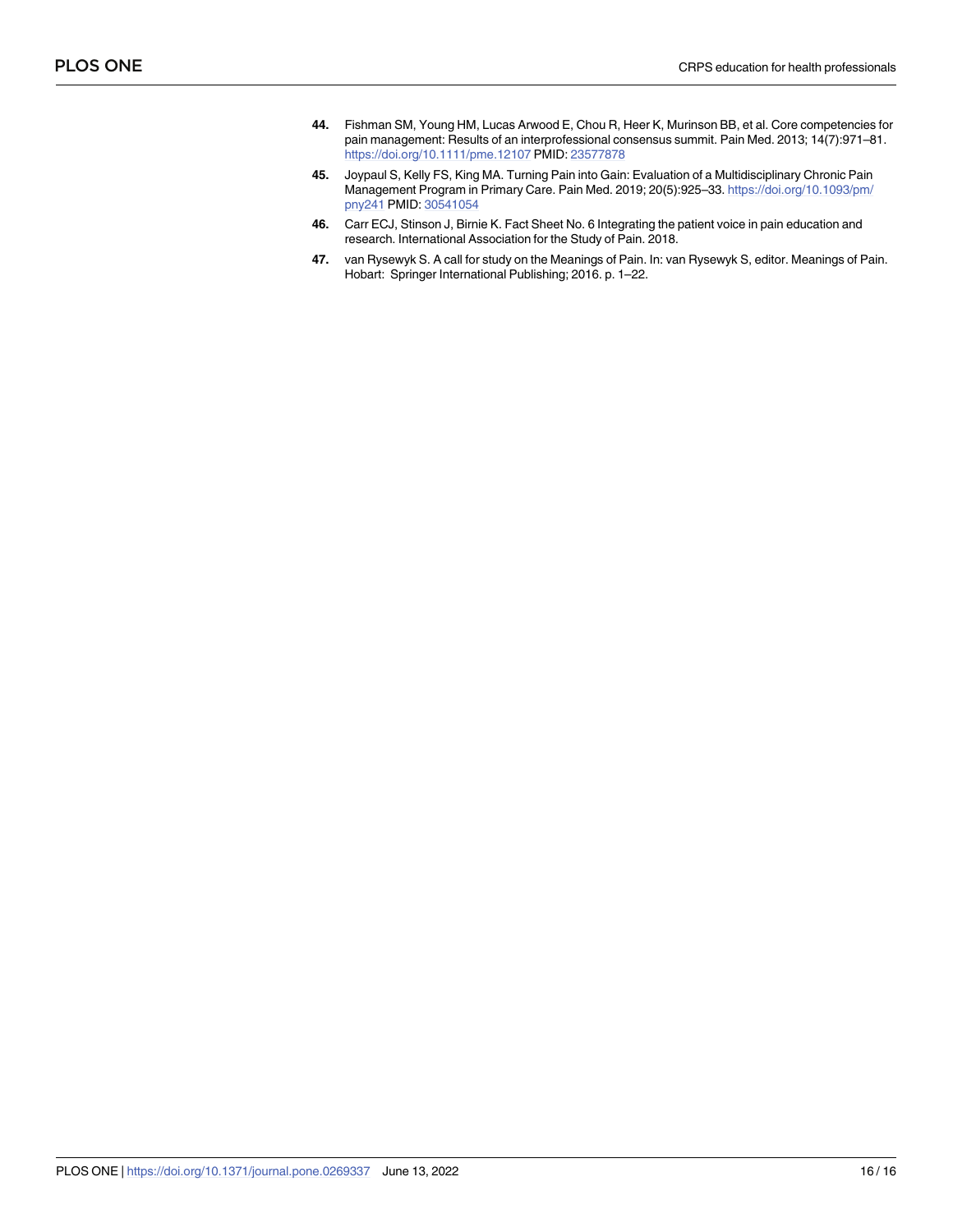44. Fishman SM, Young HM, Lucas Arwood E, Chou R, Heer K, Murinson BB, et al. Core competencies for pain management: Results of an interprofessional consensus summit. Pain Med. 2013; 14(7):971–81. https://doi.org/10.1111/pme.12107 PMID: 23577878

45. Joypaul S, Kelly FS, King MA. Turning Pain into Gain: Evaluation of a Multidisciplinary Chronic Pain Management Program in Primary Care. Pain Med. 2019; 20(5):925–33. https://doi.org/10.1093/pm/pny241 PMID: 30541054

46. Carr ECJ, Stinson J, Birnie K. Fact Sheet No. 6 Integrating the patient voice in pain education and research. International Association for the Study of Pain. 2018.

47. van Rysewyk S. A call for study on the Meanings of Pain. In: van Rysewyk S, editor. Meanings of Pain. Hobart: Springer International Publishing; 2016. p. 1–22.